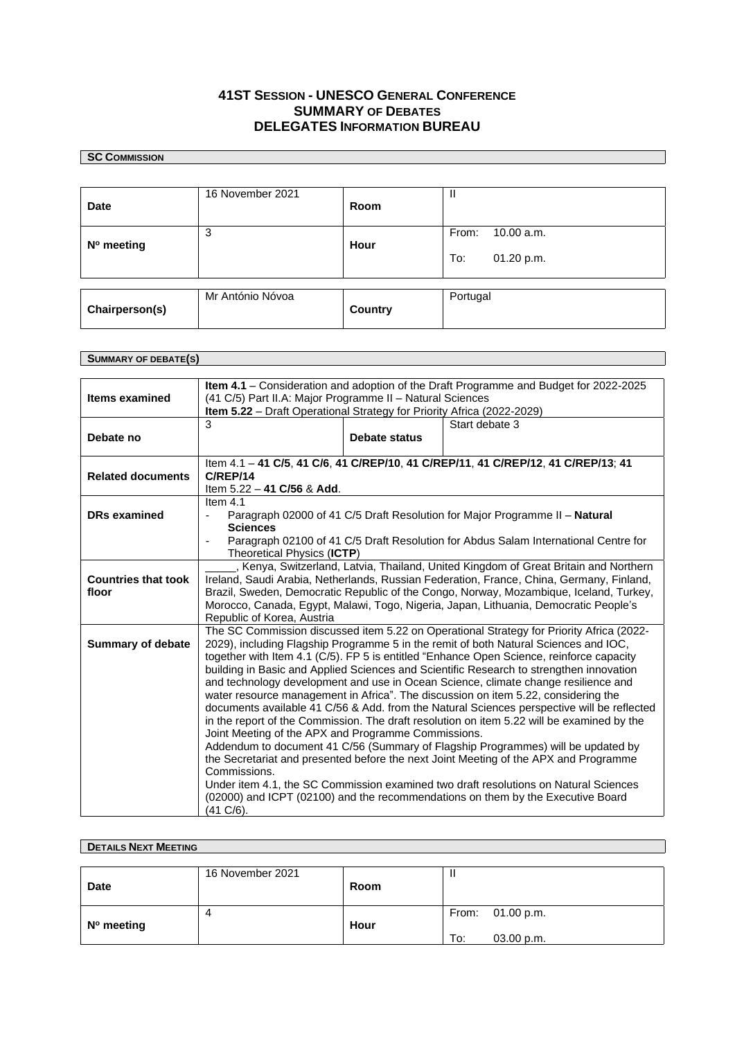# 41ST SESSION - UNESCO GENERAL CONFERENCE
## SUMMARY OF DEBATES
## DELEGATES INFORMATION BUREAU

**SC COMMISSION**

| **Date** | 16 November 2021 | **Room** | II |
|---|---|---|---|
| **Nº meeting** | 3 | **Hour** | From: 10.00 a.m.<br>To: 01.20 p.m. |

| **Chairperson(s)** | Mr António Nóvoa | **Country** | Portugal |
|---|---|---|---|

**SUMMARY OF DEBATE(S)**

| | | | |
|---|---|---|---|
| **Items examined** | **Item 4.1** – Consideration and adoption of the Draft Programme and Budget for 2022-2025 (41 C/5) Part II.A: Major Programme II – Natural Sciences<br>**Item 5.22** – Draft Operational Strategy for Priority Africa (2022-2029) | | |
| **Debate no** | 3 | **Debate status** | Start debate 3 |
| **Related documents** | Item 4.1 – **41 C/5**, **41 C/6**, **41 C/REP/10**, **41 C/REP/11**, **41 C/REP/12**, **41 C/REP/13**; **41 C/REP/14**<br>Item 5.22 – **41 C/56** & **Add**. | | |
| **DRs examined** | Item 4.1<br>- Paragraph 02000 of 41 C/5 Draft Resolution for Major Programme II – **Natural Sciences**<br>- Paragraph 02100 of 41 C/5 Draft Resolution for Abdus Salam International Centre for Theoretical Physics (**ICTP**) | | |
| **Countries that took floor** | _____, Kenya, Switzerland, Latvia, Thailand, United Kingdom of Great Britain and Northern Ireland, Saudi Arabia, Netherlands, Russian Federation, France, China, Germany, Finland, Brazil, Sweden, Democratic Republic of the Congo, Norway, Mozambique, Iceland, Turkey, Morocco, Canada, Egypt, Malawi, Togo, Nigeria, Japan, Lithuania, Democratic People's Republic of Korea, Austria | | |
| **Summary of debate** | The SC Commission discussed item 5.22 on Operational Strategy for Priority Africa (2022-2029), including Flagship Programme 5 in the remit of both Natural Sciences and IOC, together with Item 4.1 (C/5). FP 5 is entitled "Enhance Open Science, reinforce capacity building in Basic and Applied Sciences and Scientific Research to strengthen innovation and technology development and use in Ocean Science, climate change resilience and water resource management in Africa". The discussion on item 5.22, considering the documents available 41 C/56 & Add. from the Natural Sciences perspective will be reflected in the report of the Commission. The draft resolution on item 5.22 will be examined by the Joint Meeting of the APX and Programme Commissions.<br>Addendum to document 41 C/56 (Summary of Flagship Programmes) will be updated by the Secretariat and presented before the next Joint Meeting of the APX and Programme Commissions.<br>Under item 4.1, the SC Commission examined two draft resolutions on Natural Sciences (02000) and ICPT (02100) and the recommendations on them by the Executive Board (41 C/6). | | |

**DETAILS NEXT MEETING**

| **Date** | 16 November 2021 | **Room** | II |
|---|---|---|---|
| **Nº meeting** | 4 | **Hour** | From: 01.00 p.m.<br>To: 03.00 p.m. |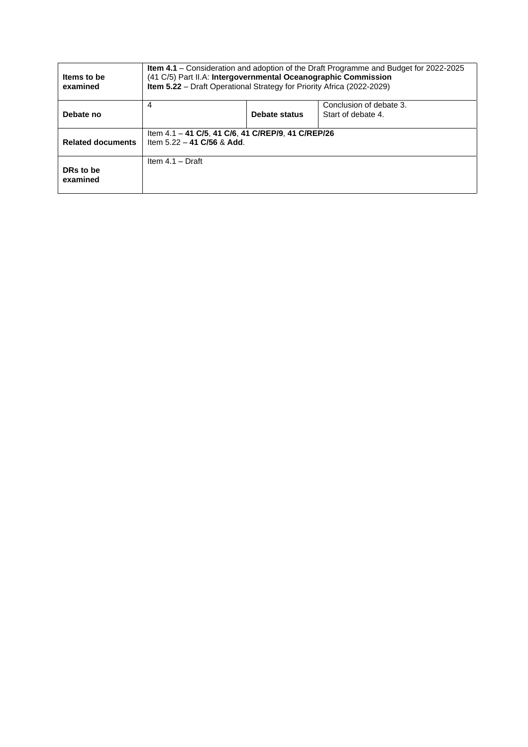| | | | |
|---|---|---|---|
| **Items to be examined** | **Item 4.1** – Consideration and adoption of the Draft Programme and Budget for 2022-2025 (41 C/5) Part II.A: **Intergovernmental Oceanographic Commission**<br>**Item 5.22** – Draft Operational Strategy for Priority Africa (2022-2029) | | |
| **Debate no** | 4 | **Debate status** | Conclusion of debate 3.<br>Start of debate 4. |
| **Related documents** | Item 4.1 – **41 C/5**, **41 C/6**, **41 C/REP/9**, **41 C/REP/26**<br>Item 5.22 – **41 C/56** & **Add**. | | |
| **DRs to be examined** | Item 4.1 – Draft | | |